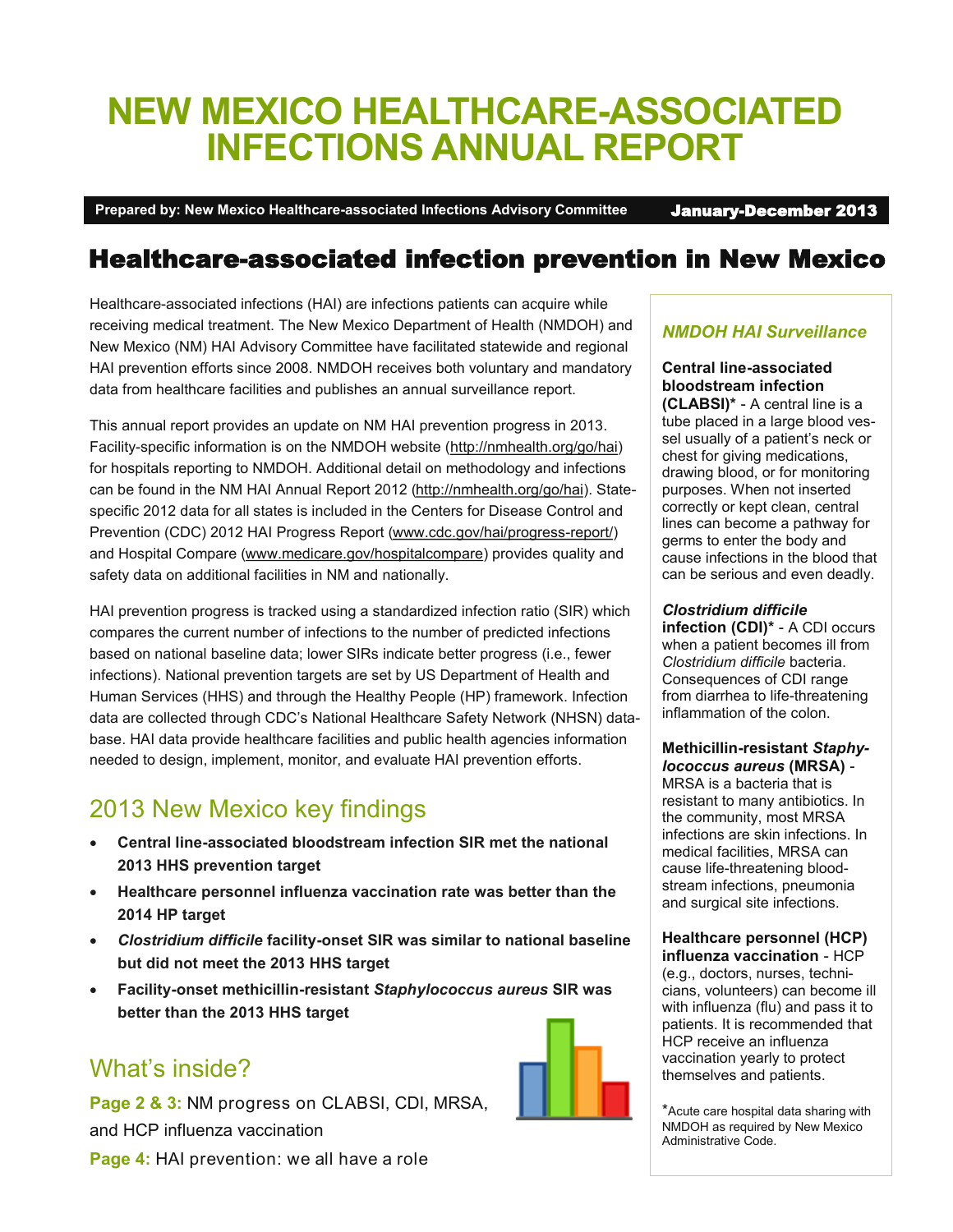# NEW MEXICO HEALTHCARE-ASSOCIATED INFECTIONS ANNUAL REPORT

**Prepared by: New Mexico Healthcare-associated Infections Advisory Committee** — **January-December 2013**

## Healthcare-associated infection prevention in New Mexico

Healthcare-associated infections (HAI) are infections patients can acquire while receiving medical treatment. The New Mexico Department of Health (NMDOH) and New Mexico (NM) HAI Advisory Committee have facilitated statewide and regional HAI prevention efforts since 2008. NMDOH receives both voluntary and mandatory data from healthcare facilities and publishes an annual surveillance report.

This annual report provides an update on NM HAI prevention progress in 2013. Facility-specific information is on the NMDOH website (http://nmhealth.org/go/hai) for hospitals reporting to NMDOH. Additional detail on methodology and infections can be found in the NM HAI Annual Report 2012 (http://nmhealth.org/go/hai). State-specific 2012 data for all states is included in the Centers for Disease Control and Prevention (CDC) 2012 HAI Progress Report (www.cdc.gov/hai/progress-report/) and Hospital Compare (www.medicare.gov/hospitalcompare) provides quality and safety data on additional facilities in NM and nationally.

HAI prevention progress is tracked using a standardized infection ratio (SIR) which compares the current number of infections to the number of predicted infections based on national baseline data; lower SIRs indicate better progress (i.e., fewer infections). National prevention targets are set by US Department of Health and Human Services (HHS) and through the Healthy People (HP) framework. Infection data are collected through CDC's National Healthcare Safety Network (NHSN) database. HAI data provide healthcare facilities and public health agencies information needed to design, implement, monitor, and evaluate HAI prevention efforts.

## 2013 New Mexico key findings

- **Central line-associated bloodstream infection SIR met the national 2013 HHS prevention target**
- **Healthcare personnel influenza vaccination rate was better than the 2014 HP target**
- ***Clostridium difficile* facility-onset SIR was similar to national baseline but did not meet the 2013 HHS target**
- **Facility-onset methicillin-resistant *Staphylococcus aureus* SIR was better than the 2013 HHS target**

## What's inside?

**Page 2 & 3:** NM progress on CLABSI, CDI, MRSA, and HCP influenza vaccination

**Page 4:** HAI prevention: we all have a role

### *NMDOH HAI Surveillance*

**Central line-associated bloodstream infection (CLABSI)*** - A central line is a tube placed in a large blood vessel usually of a patient's neck or chest for giving medications, drawing blood, or for monitoring purposes. When not inserted correctly or kept clean, central lines can become a pathway for germs to enter the body and cause infections in the blood that can be serious and even deadly.

***Clostridium difficile* infection (CDI)*** - A CDI occurs when a patient becomes ill from *Clostridium difficile* bacteria. Consequences of CDI range from diarrhea to life-threatening inflammation of the colon.

**Methicillin-resistant *Staphylococcus aureus* (MRSA)** - MRSA is a bacteria that is resistant to many antibiotics. In the community, most MRSA infections are skin infections. In medical facilities, MRSA can cause life-threatening bloodstream infections, pneumonia and surgical site infections.

**Healthcare personnel (HCP) influenza vaccination** - HCP (e.g., doctors, nurses, technicians, volunteers) can become ill with influenza (flu) and pass it to patients. It is recommended that HCP receive an influenza vaccination yearly to protect themselves and patients.

*Acute care hospital data sharing with NMDOH as required by New Mexico Administrative Code.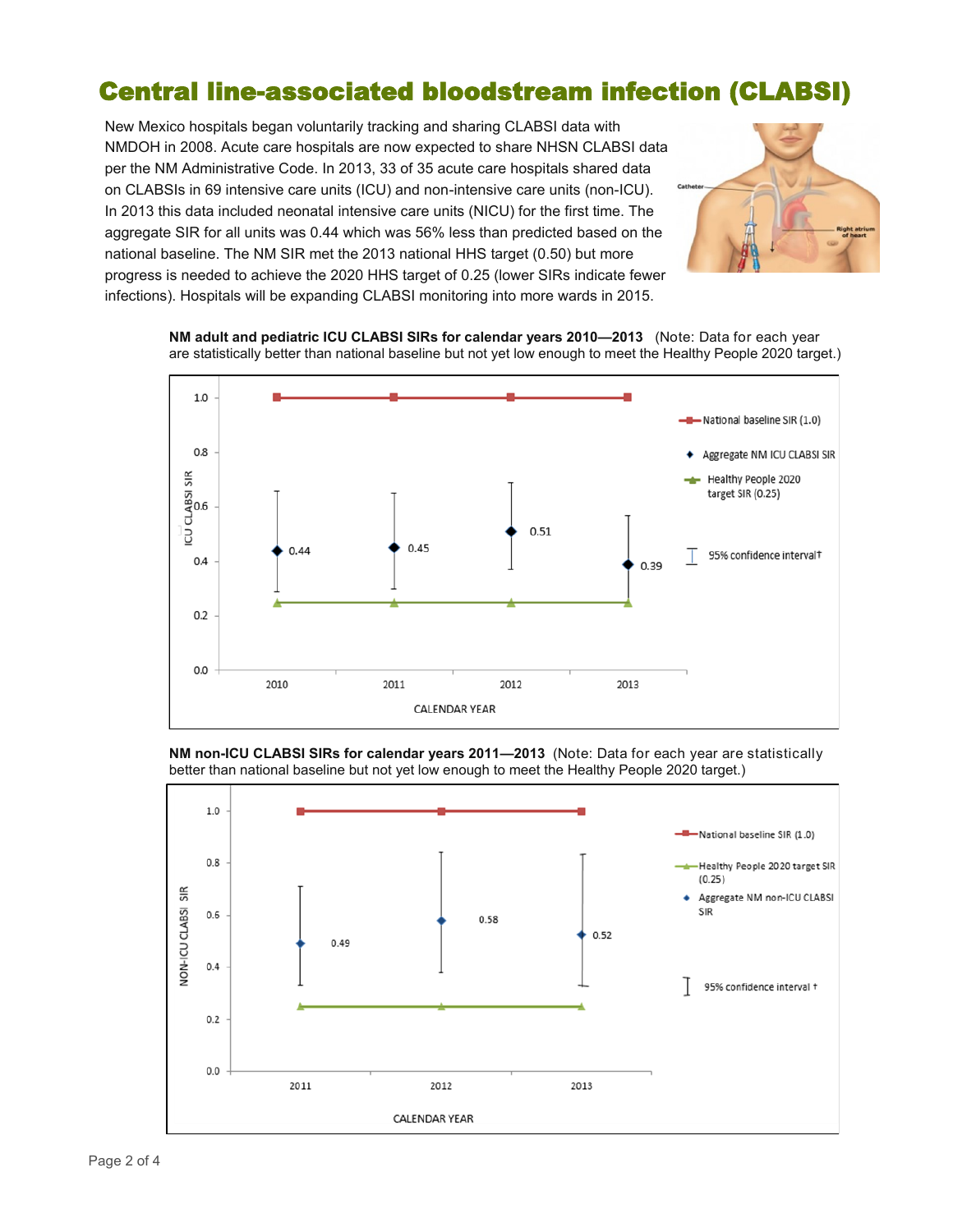# Central line-associated bloodstream infection (CLABSI)

New Mexico hospitals began voluntarily tracking and sharing CLABSI data with NMDOH in 2008. Acute care hospitals are now expected to share NHSN CLABSI data per the NM Administrative Code. In 2013, 33 of 35 acute care hospitals shared data on CLABSIs in 69 intensive care units (ICU) and non-intensive care units (non-ICU). In 2013 this data included neonatal intensive care units (NICU) for the first time. The aggregate SIR for all units was 0.44 which was 56% less than predicted based on the national baseline. The NM SIR met the 2013 national HHS target (0.50) but more progress is needed to achieve the 2020 HHS target of 0.25 (lower SIRs indicate fewer infections). Hospitals will be expanding CLABSI monitoring into more wards in 2015.

**NM adult and pediatric ICU CLABSI SIRs for calendar years 2010—2013** (Note: Data for each year are statistically better than national baseline but not yet low enough to meet the Healthy People 2020 target.)

| Calendar Year | Aggregate NM ICU CLABSI SIR | National baseline SIR (1.0) | Healthy People 2020 target SIR (0.25) |
|---|---|---|---|
| 2010 | 0.44 | 1.0 | 0.25 |
| 2011 | 0.45 | 1.0 | 0.25 |
| 2012 | 0.51 | 1.0 | 0.25 |
| 2013 | 0.39 | 1.0 | 0.25 |

95% confidence interval†

**NM non-ICU CLABSI SIRs for calendar years 2011—2013** (Note: Data for each year are statistically better than national baseline but not yet low enough to meet the Healthy People 2020 target.)

| Calendar Year | Aggregate NM non-ICU CLABSI SIR | National baseline SIR (1.0) | Healthy People 2020 target SIR (0.25) |
|---|---|---|---|
| 2011 | 0.49 | 1.0 | 0.25 |
| 2012 | 0.58 | 1.0 | 0.25 |
| 2013 | 0.52 | 1.0 | 0.25 |

95% confidence interval †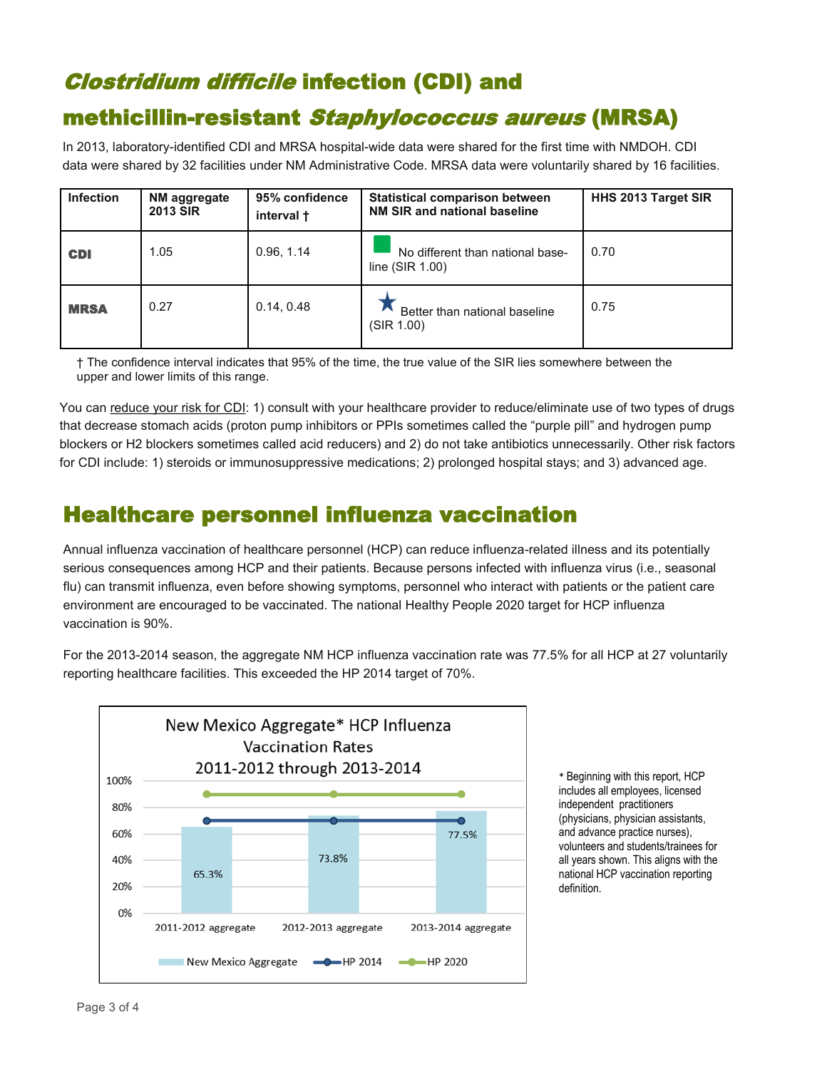# *Clostridium difficile* infection (CDI) and methicillin-resistant *Staphylococcus aureus* (MRSA)

In 2013, laboratory-identified CDI and MRSA hospital-wide data were shared for the first time with NMDOH. CDI data were shared by 32 facilities under NM Administrative Code. MRSA data were voluntarily shared by 16 facilities.

| Infection | NM aggregate 2013 SIR | 95% confidence interval † | Statistical comparison between NM SIR and national baseline | HHS 2013 Target SIR |
|---|---|---|---|---|
| **CDI** | 1.05 | 0.96, 1.14 | No different than national baseline (SIR 1.00) | 0.70 |
| **MRSA** | 0.27 | 0.14, 0.48 | ★ Better than national baseline (SIR 1.00) | 0.75 |

† The confidence interval indicates that 95% of the time, the true value of the SIR lies somewhere between the upper and lower limits of this range.

You can reduce your risk for CDI: 1) consult with your healthcare provider to reduce/eliminate use of two types of drugs that decrease stomach acids (proton pump inhibitors or PPIs sometimes called the "purple pill" and hydrogen pump blockers or H2 blockers sometimes called acid reducers) and 2) do not take antibiotics unnecessarily. Other risk factors for CDI include: 1) steroids or immunosuppressive medications; 2) prolonged hospital stays; and 3) advanced age.

# Healthcare personnel influenza vaccination

Annual influenza vaccination of healthcare personnel (HCP) can reduce influenza-related illness and its potentially serious consequences among HCP and their patients. Because persons infected with influenza virus (i.e., seasonal flu) can transmit influenza, even before showing symptoms, personnel who interact with patients or the patient care environment are encouraged to be vaccinated. The national Healthy People 2020 target for HCP influenza vaccination is 90%.

For the 2013-2014 season, the aggregate NM HCP influenza vaccination rate was 77.5% for all HCP at 27 voluntarily reporting healthcare facilities. This exceeded the HP 2014 target of 70%.

**New Mexico Aggregate* HCP Influenza Vaccination Rates 2011-2012 through 2013-2014**

| | New Mexico Aggregate | HP 2014 | HP 2020 |
|---|---|---|---|
| 2011-2012 aggregate | 65.3% | 70% | 90% |
| 2012-2013 aggregate | 73.8% | 70% | 90% |
| 2013-2014 aggregate | 77.5% | 70% | 90% |

\* Beginning with this report, HCP includes all employees, licensed independent practitioners (physicians, physician assistants, and advance practice nurses), volunteers and students/trainees for all years shown. This aligns with the national HCP vaccination reporting definition.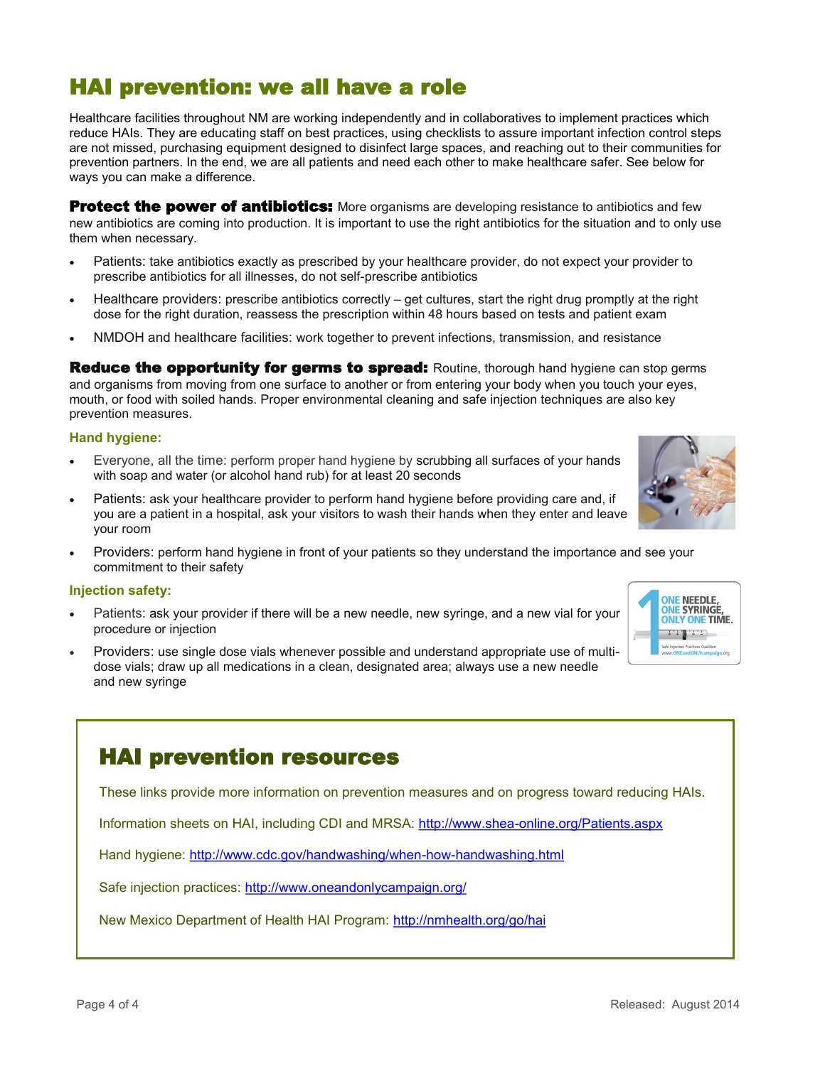# HAI prevention: we all have a role

Healthcare facilities throughout NM are working independently and in collaboratives to implement practices which reduce HAIs. They are educating staff on best practices, using checklists to assure important infection control steps are not missed, purchasing equipment designed to disinfect large spaces, and reaching out to their communities for prevention partners. In the end, we are all patients and need each other to make healthcare safer. See below for ways you can make a difference.

**Protect the power of antibiotics:** More organisms are developing resistance to antibiotics and few new antibiotics are coming into production. It is important to use the right antibiotics for the situation and to only use them when necessary.

- Patients: take antibiotics exactly as prescribed by your healthcare provider, do not expect your provider to prescribe antibiotics for all illnesses, do not self-prescribe antibiotics
- Healthcare providers: prescribe antibiotics correctly – get cultures, start the right drug promptly at the right dose for the right duration, reassess the prescription within 48 hours based on tests and patient exam
- NMDOH and healthcare facilities: work together to prevent infections, transmission, and resistance

**Reduce the opportunity for germs to spread:** Routine, thorough hand hygiene can stop germs and organisms from moving from one surface to another or from entering your body when you touch your eyes, mouth, or food with soiled hands. Proper environmental cleaning and safe injection techniques are also key prevention measures.

### Hand hygiene:

- Everyone, all the time: perform proper hand hygiene by scrubbing all surfaces of your hands with soap and water (or alcohol hand rub) for at least 20 seconds
- Patients: ask your healthcare provider to perform hand hygiene before providing care and, if you are a patient in a hospital, ask your visitors to wash their hands when they enter and leave your room
- Providers: perform hand hygiene in front of your patients so they understand the importance and see your commitment to their safety

### Injection safety:

- Patients: ask your provider if there will be a new needle, new syringe, and a new vial for your procedure or injection
- Providers: use single dose vials whenever possible and understand appropriate use of multi-dose vials; draw up all medications in a clean, designated area; always use a new needle and new syringe

## HAI prevention resources

These links provide more information on prevention measures and on progress toward reducing HAIs.

Information sheets on HAI, including CDI and MRSA: http://www.shea-online.org/Patients.aspx

Hand hygiene: http://www.cdc.gov/handwashing/when-how-handwashing.html

Safe injection practices: http://www.oneandonlycampaign.org/

New Mexico Department of Health HAI Program: http://nmhealth.org/go/hai

Released: August 2014